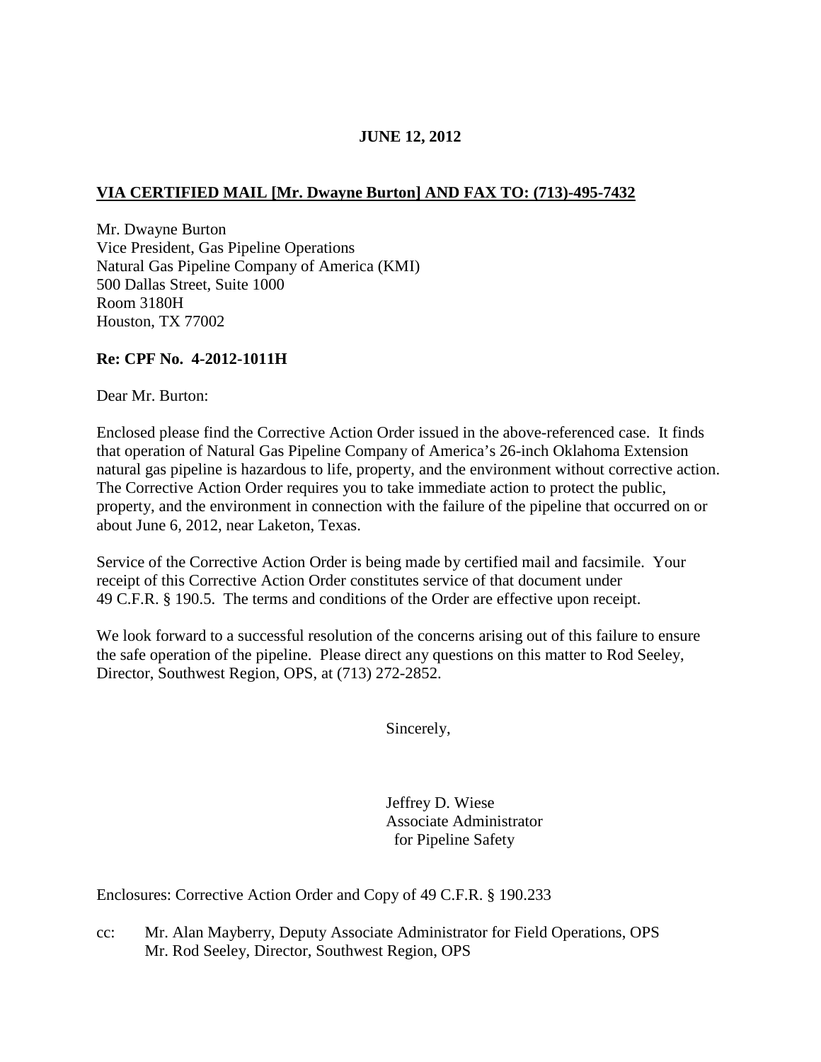**JUNE 12, 2012**

**VIA CERTIFIED MAIL [Mr. Dwayne Burton] AND FAX TO: (713)-495-7432**

Mr. Dwayne Burton
Vice President, Gas Pipeline Operations
Natural Gas Pipeline Company of America (KMI)
500 Dallas Street, Suite 1000
Room 3180H
Houston, TX 77002

**Re: CPF No. 4-2012-1011H**

Dear Mr. Burton:

Enclosed please find the Corrective Action Order issued in the above-referenced case. It finds that operation of Natural Gas Pipeline Company of America's 26-inch Oklahoma Extension natural gas pipeline is hazardous to life, property, and the environment without corrective action. The Corrective Action Order requires you to take immediate action to protect the public, property, and the environment in connection with the failure of the pipeline that occurred on or about June 6, 2012, near Laketon, Texas.

Service of the Corrective Action Order is being made by certified mail and facsimile. Your receipt of this Corrective Action Order constitutes service of that document under 49 C.F.R. § 190.5. The terms and conditions of the Order are effective upon receipt.

We look forward to a successful resolution of the concerns arising out of this failure to ensure the safe operation of the pipeline. Please direct any questions on this matter to Rod Seeley, Director, Southwest Region, OPS, at (713) 272-2852.

Sincerely,

Jeffrey D. Wiese
Associate Administrator
for Pipeline Safety

Enclosures: Corrective Action Order and Copy of 49 C.F.R. § 190.233

cc: Mr. Alan Mayberry, Deputy Associate Administrator for Field Operations, OPS
Mr. Rod Seeley, Director, Southwest Region, OPS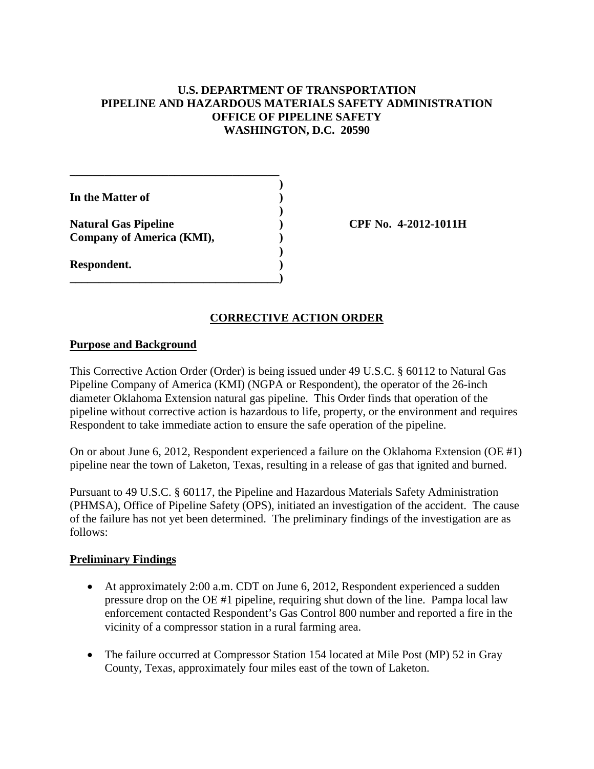**U.S. DEPARTMENT OF TRANSPORTATION**
**PIPELINE AND HAZARDOUS MATERIALS SAFETY ADMINISTRATION**
**OFFICE OF PIPELINE SAFETY**
**WASHINGTON, D.C. 20590**

**In the Matter of**

**Natural Gas Pipeline Company of America (KMI),**

**Respondent.**

**CPF No. 4-2012-1011H**

## CORRECTIVE ACTION ORDER

### Purpose and Background

This Corrective Action Order (Order) is being issued under 49 U.S.C. § 60112 to Natural Gas Pipeline Company of America (KMI) (NGPA or Respondent), the operator of the 26-inch diameter Oklahoma Extension natural gas pipeline. This Order finds that operation of the pipeline without corrective action is hazardous to life, property, or the environment and requires Respondent to take immediate action to ensure the safe operation of the pipeline.

On or about June 6, 2012, Respondent experienced a failure on the Oklahoma Extension (OE #1) pipeline near the town of Laketon, Texas, resulting in a release of gas that ignited and burned.

Pursuant to 49 U.S.C. § 60117, the Pipeline and Hazardous Materials Safety Administration (PHMSA), Office of Pipeline Safety (OPS), initiated an investigation of the accident. The cause of the failure has not yet been determined. The preliminary findings of the investigation are as follows:

### Preliminary Findings

- At approximately 2:00 a.m. CDT on June 6, 2012, Respondent experienced a sudden pressure drop on the OE #1 pipeline, requiring shut down of the line. Pampa local law enforcement contacted Respondent's Gas Control 800 number and reported a fire in the vicinity of a compressor station in a rural farming area.
- The failure occurred at Compressor Station 154 located at Mile Post (MP) 52 in Gray County, Texas, approximately four miles east of the town of Laketon.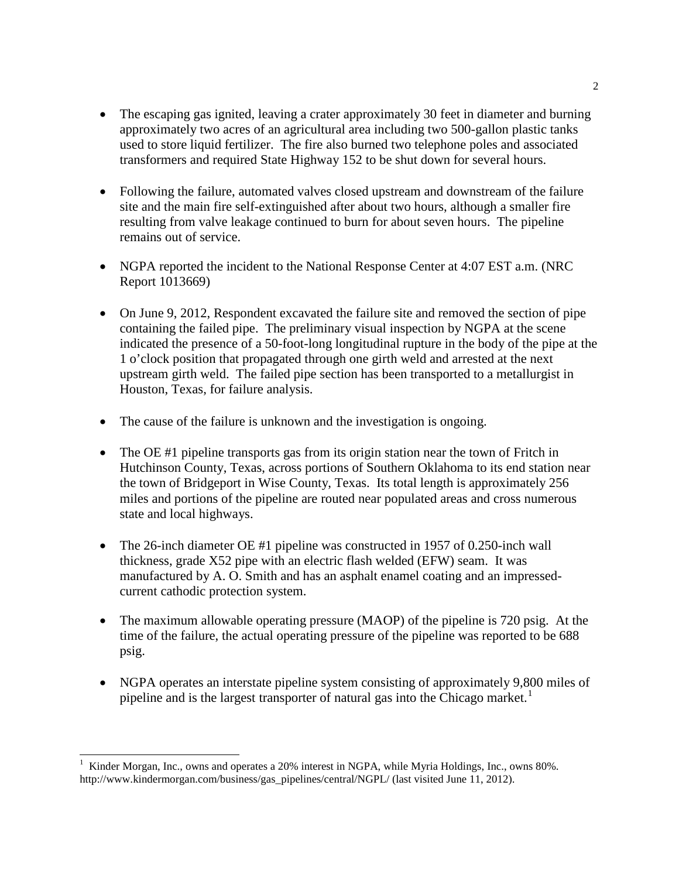- The escaping gas ignited, leaving a crater approximately 30 feet in diameter and burning approximately two acres of an agricultural area including two 500-gallon plastic tanks used to store liquid fertilizer. The fire also burned two telephone poles and associated transformers and required State Highway 152 to be shut down for several hours.

- Following the failure, automated valves closed upstream and downstream of the failure site and the main fire self-extinguished after about two hours, although a smaller fire resulting from valve leakage continued to burn for about seven hours. The pipeline remains out of service.

- NGPA reported the incident to the National Response Center at 4:07 EST a.m. (NRC Report 1013669)

- On June 9, 2012, Respondent excavated the failure site and removed the section of pipe containing the failed pipe. The preliminary visual inspection by NGPA at the scene indicated the presence of a 50-foot-long longitudinal rupture in the body of the pipe at the 1 o'clock position that propagated through one girth weld and arrested at the next upstream girth weld. The failed pipe section has been transported to a metallurgist in Houston, Texas, for failure analysis.

- The cause of the failure is unknown and the investigation is ongoing.

- The OE #1 pipeline transports gas from its origin station near the town of Fritch in Hutchinson County, Texas, across portions of Southern Oklahoma to its end station near the town of Bridgeport in Wise County, Texas. Its total length is approximately 256 miles and portions of the pipeline are routed near populated areas and cross numerous state and local highways.

- The 26-inch diameter OE #1 pipeline was constructed in 1957 of 0.250-inch wall thickness, grade X52 pipe with an electric flash welded (EFW) seam. It was manufactured by A. O. Smith and has an asphalt enamel coating and an impressed-current cathodic protection system.

- The maximum allowable operating pressure (MAOP) of the pipeline is 720 psig. At the time of the failure, the actual operating pressure of the pipeline was reported to be 688 psig.

- NGPA operates an interstate pipeline system consisting of approximately 9,800 miles of pipeline and is the largest transporter of natural gas into the Chicago market.[1]

---

[1] Kinder Morgan, Inc., owns and operates a 20% interest in NGPA, while Myria Holdings, Inc., owns 80%. http://www.kindermorgan.com/business/gas_pipelines/central/NGPL/ (last visited June 11, 2012).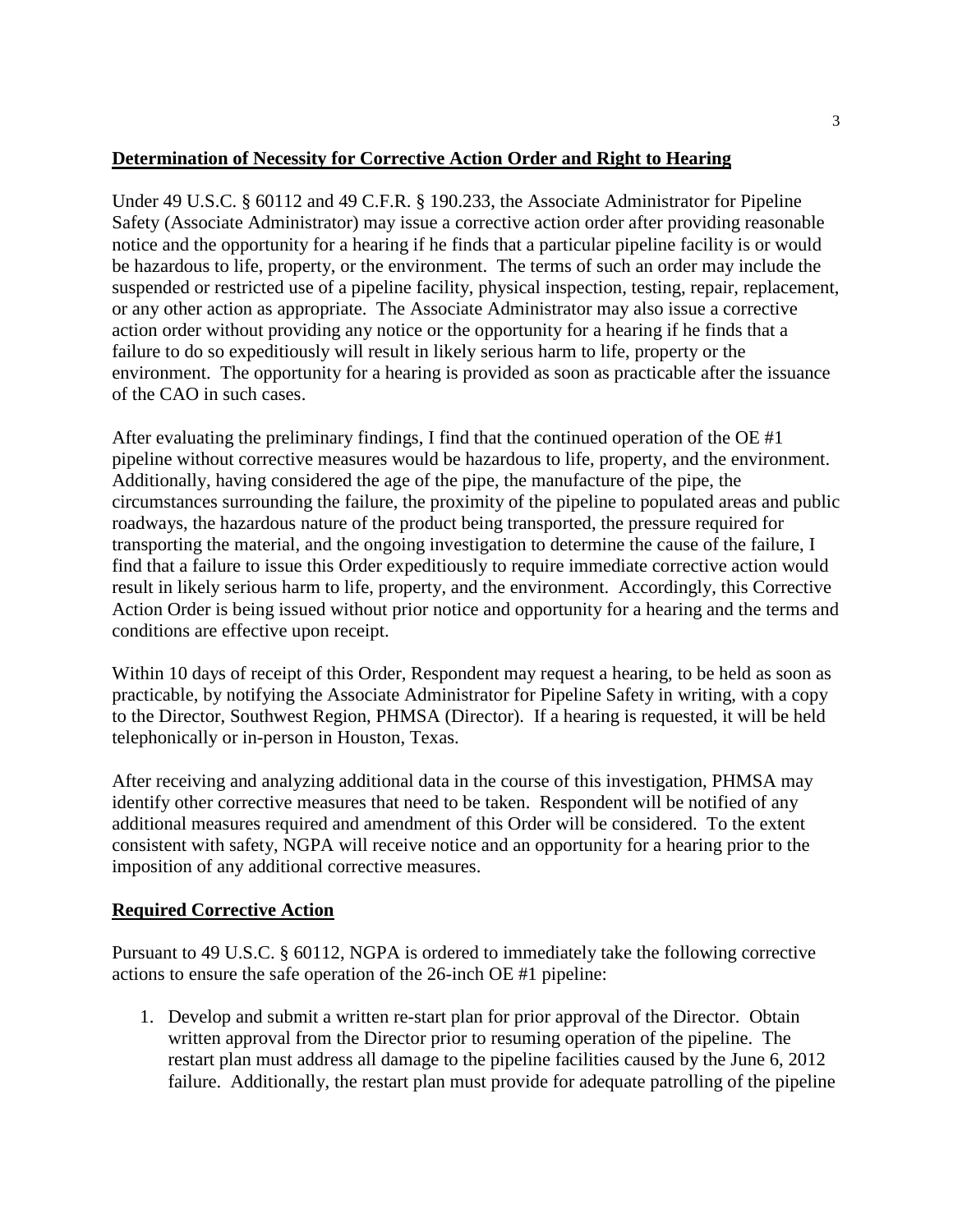**Determination of Necessity for Corrective Action Order and Right to Hearing**

Under 49 U.S.C. § 60112 and 49 C.F.R. § 190.233, the Associate Administrator for Pipeline Safety (Associate Administrator) may issue a corrective action order after providing reasonable notice and the opportunity for a hearing if he finds that a particular pipeline facility is or would be hazardous to life, property, or the environment. The terms of such an order may include the suspended or restricted use of a pipeline facility, physical inspection, testing, repair, replacement, or any other action as appropriate. The Associate Administrator may also issue a corrective action order without providing any notice or the opportunity for a hearing if he finds that a failure to do so expeditiously will result in likely serious harm to life, property or the environment. The opportunity for a hearing is provided as soon as practicable after the issuance of the CAO in such cases.

After evaluating the preliminary findings, I find that the continued operation of the OE #1 pipeline without corrective measures would be hazardous to life, property, and the environment. Additionally, having considered the age of the pipe, the manufacture of the pipe, the circumstances surrounding the failure, the proximity of the pipeline to populated areas and public roadways, the hazardous nature of the product being transported, the pressure required for transporting the material, and the ongoing investigation to determine the cause of the failure, I find that a failure to issue this Order expeditiously to require immediate corrective action would result in likely serious harm to life, property, and the environment. Accordingly, this Corrective Action Order is being issued without prior notice and opportunity for a hearing and the terms and conditions are effective upon receipt.

Within 10 days of receipt of this Order, Respondent may request a hearing, to be held as soon as practicable, by notifying the Associate Administrator for Pipeline Safety in writing, with a copy to the Director, Southwest Region, PHMSA (Director). If a hearing is requested, it will be held telephonically or in-person in Houston, Texas.

After receiving and analyzing additional data in the course of this investigation, PHMSA may identify other corrective measures that need to be taken. Respondent will be notified of any additional measures required and amendment of this Order will be considered. To the extent consistent with safety, NGPA will receive notice and an opportunity for a hearing prior to the imposition of any additional corrective measures.

**Required Corrective Action**

Pursuant to 49 U.S.C. § 60112, NGPA is ordered to immediately take the following corrective actions to ensure the safe operation of the 26-inch OE #1 pipeline:

1. Develop and submit a written re-start plan for prior approval of the Director. Obtain written approval from the Director prior to resuming operation of the pipeline. The restart plan must address all damage to the pipeline facilities caused by the June 6, 2012 failure. Additionally, the restart plan must provide for adequate patrolling of the pipeline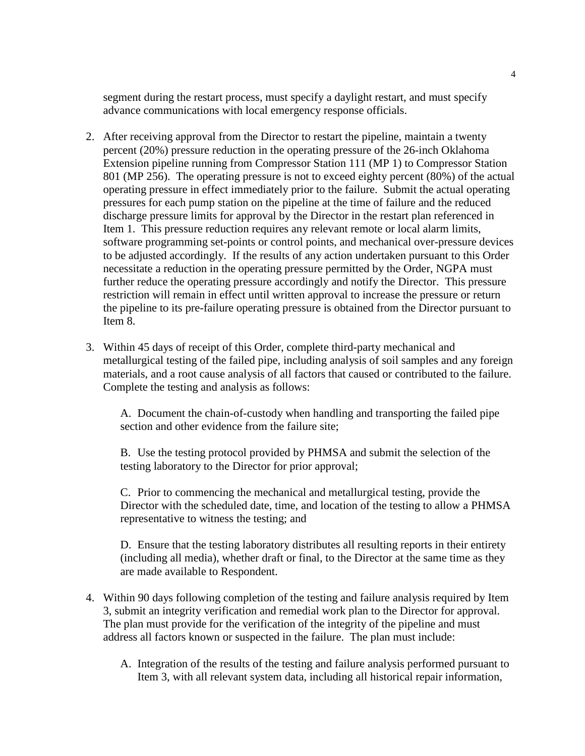segment during the restart process, must specify a daylight restart, and must specify advance communications with local emergency response officials.

2. After receiving approval from the Director to restart the pipeline, maintain a twenty percent (20%) pressure reduction in the operating pressure of the 26-inch Oklahoma Extension pipeline running from Compressor Station 111 (MP 1) to Compressor Station 801 (MP 256). The operating pressure is not to exceed eighty percent (80%) of the actual operating pressure in effect immediately prior to the failure. Submit the actual operating pressures for each pump station on the pipeline at the time of failure and the reduced discharge pressure limits for approval by the Director in the restart plan referenced in Item 1. This pressure reduction requires any relevant remote or local alarm limits, software programming set-points or control points, and mechanical over-pressure devices to be adjusted accordingly. If the results of any action undertaken pursuant to this Order necessitate a reduction in the operating pressure permitted by the Order, NGPA must further reduce the operating pressure accordingly and notify the Director. This pressure restriction will remain in effect until written approval to increase the pressure or return the pipeline to its pre-failure operating pressure is obtained from the Director pursuant to Item 8.

3. Within 45 days of receipt of this Order, complete third-party mechanical and metallurgical testing of the failed pipe, including analysis of soil samples and any foreign materials, and a root cause analysis of all factors that caused or contributed to the failure. Complete the testing and analysis as follows:

   A. Document the chain-of-custody when handling and transporting the failed pipe section and other evidence from the failure site;

   B. Use the testing protocol provided by PHMSA and submit the selection of the testing laboratory to the Director for prior approval;

   C. Prior to commencing the mechanical and metallurgical testing, provide the Director with the scheduled date, time, and location of the testing to allow a PHMSA representative to witness the testing; and

   D. Ensure that the testing laboratory distributes all resulting reports in their entirety (including all media), whether draft or final, to the Director at the same time as they are made available to Respondent.

4. Within 90 days following completion of the testing and failure analysis required by Item 3, submit an integrity verification and remedial work plan to the Director for approval. The plan must provide for the verification of the integrity of the pipeline and must address all factors known or suspected in the failure. The plan must include:

   A. Integration of the results of the testing and failure analysis performed pursuant to Item 3, with all relevant system data, including all historical repair information,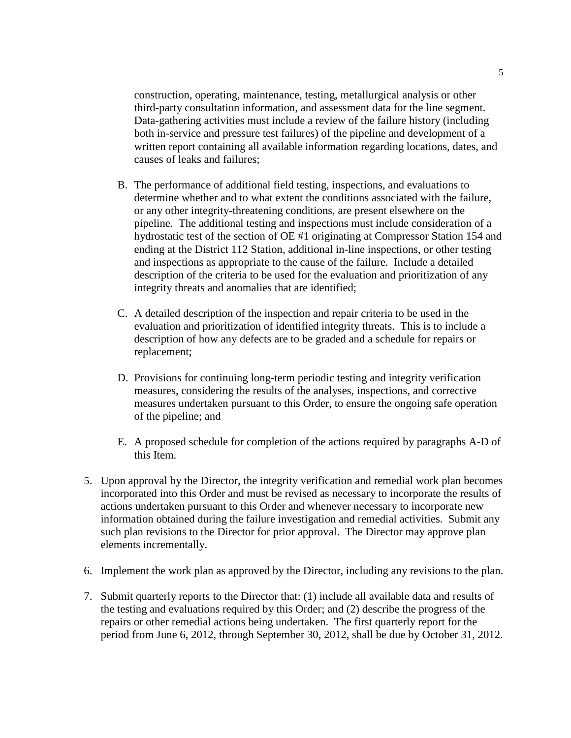construction, operating, maintenance, testing, metallurgical analysis or other third-party consultation information, and assessment data for the line segment. Data-gathering activities must include a review of the failure history (including both in-service and pressure test failures) of the pipeline and development of a written report containing all available information regarding locations, dates, and causes of leaks and failures;

B. The performance of additional field testing, inspections, and evaluations to determine whether and to what extent the conditions associated with the failure, or any other integrity-threatening conditions, are present elsewhere on the pipeline. The additional testing and inspections must include consideration of a hydrostatic test of the section of OE #1 originating at Compressor Station 154 and ending at the District 112 Station, additional in-line inspections, or other testing and inspections as appropriate to the cause of the failure. Include a detailed description of the criteria to be used for the evaluation and prioritization of any integrity threats and anomalies that are identified;

C. A detailed description of the inspection and repair criteria to be used in the evaluation and prioritization of identified integrity threats. This is to include a description of how any defects are to be graded and a schedule for repairs or replacement;

D. Provisions for continuing long-term periodic testing and integrity verification measures, considering the results of the analyses, inspections, and corrective measures undertaken pursuant to this Order, to ensure the ongoing safe operation of the pipeline; and

E. A proposed schedule for completion of the actions required by paragraphs A-D of this Item.

5. Upon approval by the Director, the integrity verification and remedial work plan becomes incorporated into this Order and must be revised as necessary to incorporate the results of actions undertaken pursuant to this Order and whenever necessary to incorporate new information obtained during the failure investigation and remedial activities. Submit any such plan revisions to the Director for prior approval. The Director may approve plan elements incrementally.

6. Implement the work plan as approved by the Director, including any revisions to the plan.

7. Submit quarterly reports to the Director that: (1) include all available data and results of the testing and evaluations required by this Order; and (2) describe the progress of the repairs or other remedial actions being undertaken. The first quarterly report for the period from June 6, 2012, through September 30, 2012, shall be due by October 31, 2012.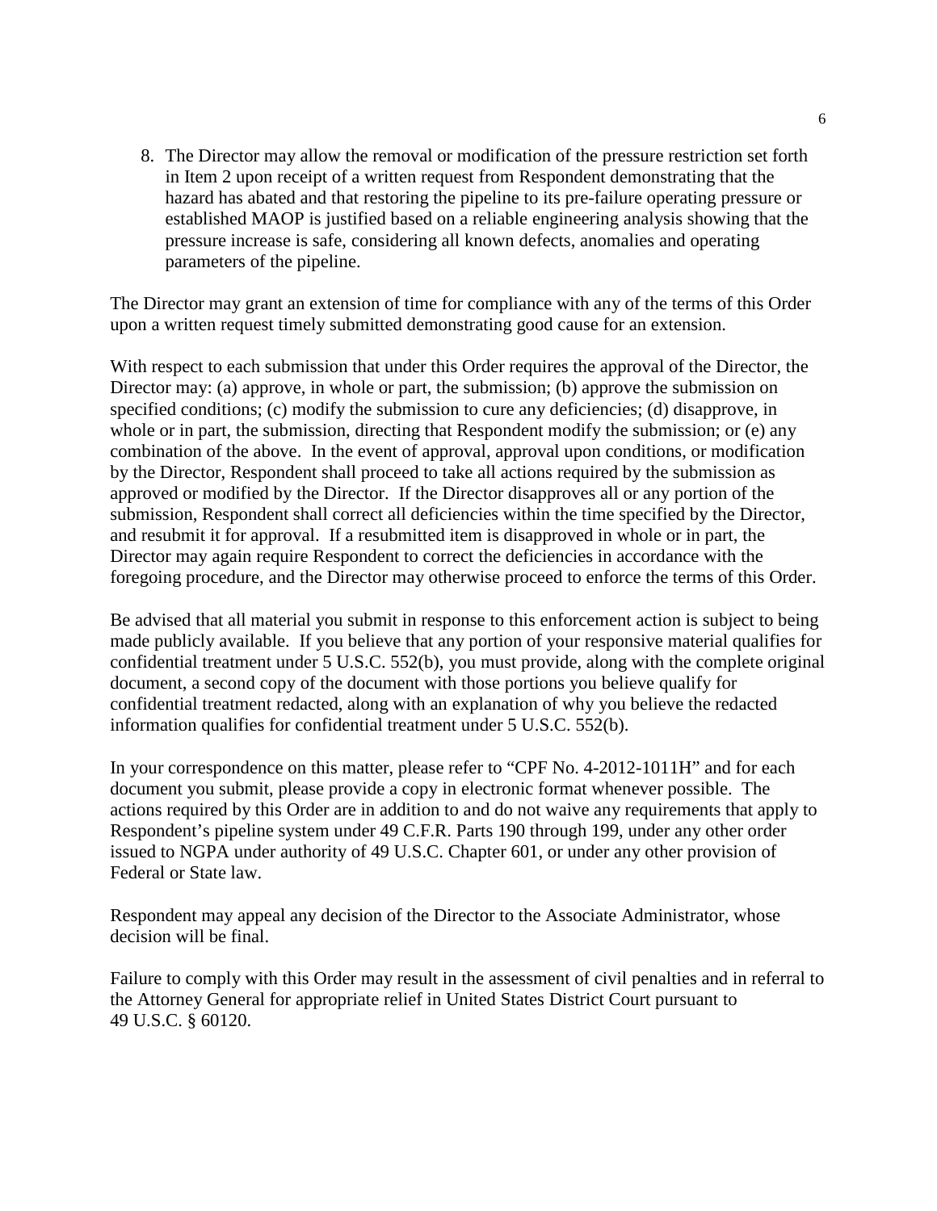8. The Director may allow the removal or modification of the pressure restriction set forth in Item 2 upon receipt of a written request from Respondent demonstrating that the hazard has abated and that restoring the pipeline to its pre-failure operating pressure or established MAOP is justified based on a reliable engineering analysis showing that the pressure increase is safe, considering all known defects, anomalies and operating parameters of the pipeline.

The Director may grant an extension of time for compliance with any of the terms of this Order upon a written request timely submitted demonstrating good cause for an extension.

With respect to each submission that under this Order requires the approval of the Director, the Director may: (a) approve, in whole or part, the submission; (b) approve the submission on specified conditions; (c) modify the submission to cure any deficiencies; (d) disapprove, in whole or in part, the submission, directing that Respondent modify the submission; or (e) any combination of the above. In the event of approval, approval upon conditions, or modification by the Director, Respondent shall proceed to take all actions required by the submission as approved or modified by the Director. If the Director disapproves all or any portion of the submission, Respondent shall correct all deficiencies within the time specified by the Director, and resubmit it for approval. If a resubmitted item is disapproved in whole or in part, the Director may again require Respondent to correct the deficiencies in accordance with the foregoing procedure, and the Director may otherwise proceed to enforce the terms of this Order.

Be advised that all material you submit in response to this enforcement action is subject to being made publicly available. If you believe that any portion of your responsive material qualifies for confidential treatment under 5 U.S.C. 552(b), you must provide, along with the complete original document, a second copy of the document with those portions you believe qualify for confidential treatment redacted, along with an explanation of why you believe the redacted information qualifies for confidential treatment under 5 U.S.C. 552(b).

In your correspondence on this matter, please refer to "CPF No. 4-2012-1011H" and for each document you submit, please provide a copy in electronic format whenever possible. The actions required by this Order are in addition to and do not waive any requirements that apply to Respondent's pipeline system under 49 C.F.R. Parts 190 through 199, under any other order issued to NGPA under authority of 49 U.S.C. Chapter 601, or under any other provision of Federal or State law.

Respondent may appeal any decision of the Director to the Associate Administrator, whose decision will be final.

Failure to comply with this Order may result in the assessment of civil penalties and in referral to the Attorney General for appropriate relief in United States District Court pursuant to 49 U.S.C. § 60120.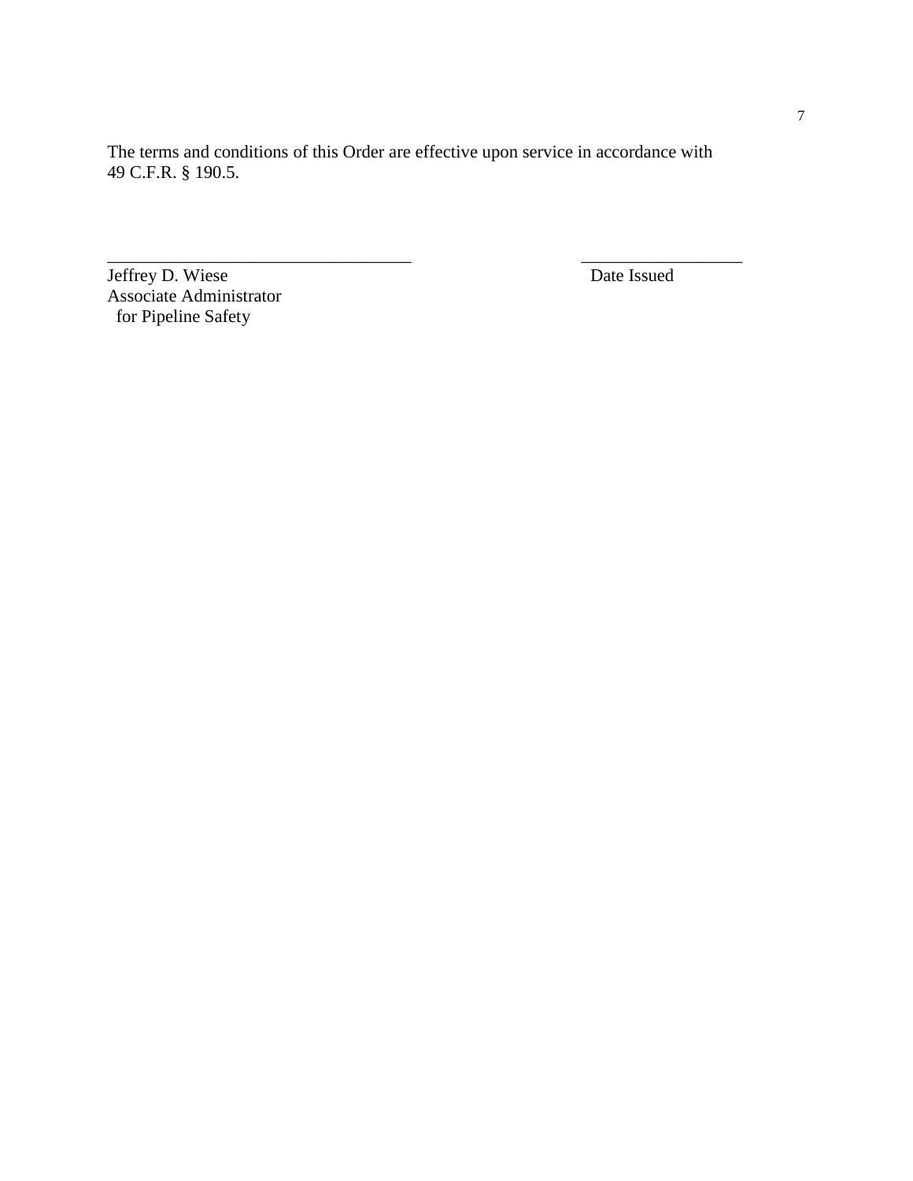The terms and conditions of this Order are effective upon service in accordance with 49 C.F.R. § 190.5.

___________________________________ __________________

Jeffrey D. Wiese Date Issued
Associate Administrator
for Pipeline Safety